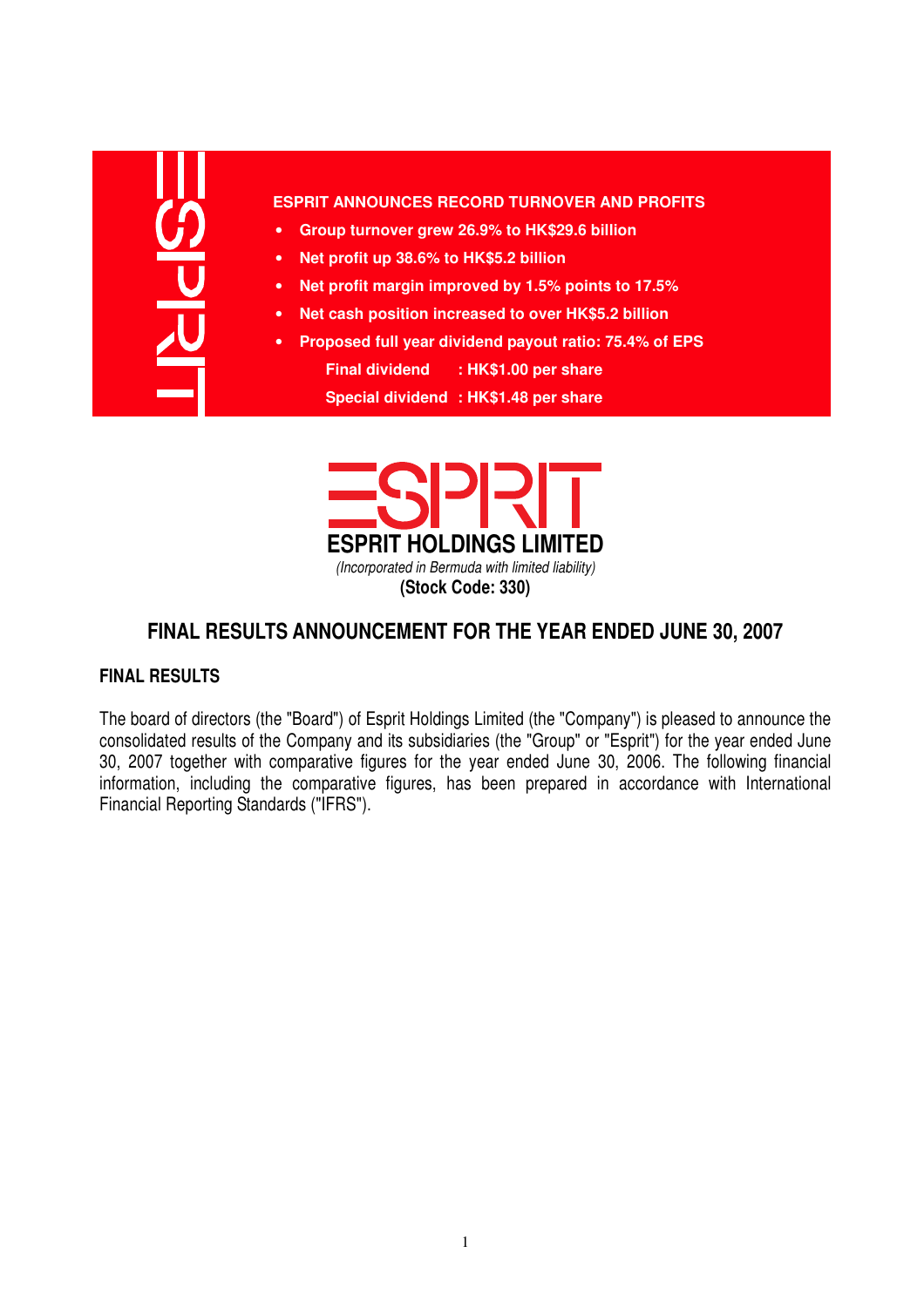**ESPRIT ANNOUNCES RECORD TURNOVER AND PROFITS**

- **Group turnover grew 26.9% to HK$29.6 billion**
- **Net profit up 38.6% to HK$5.2 billion**
- **Net profit margin improved by 1.5% points to 17.5%**
- **Net cash position increased to over HK$5.2 billion**
- **Proposed full year dividend payout ratio: 75.4% of EPS**

  **Final dividend : HK$1.00 per share**

  **Special dividend : HK$1.48 per share**

**ESPRIT HOLDINGS LIMITED**

*(Incorporated in Bermuda with limited liability)*

**(Stock Code: 330)**

# FINAL RESULTS ANNOUNCEMENT FOR THE YEAR ENDED JUNE 30, 2007

## FINAL RESULTS

The board of directors (the "Board") of Esprit Holdings Limited (the "Company") is pleased to announce the consolidated results of the Company and its subsidiaries (the "Group" or "Esprit") for the year ended June 30, 2007 together with comparative figures for the year ended June 30, 2006. The following financial information, including the comparative figures, has been prepared in accordance with International Financial Reporting Standards ("IFRS").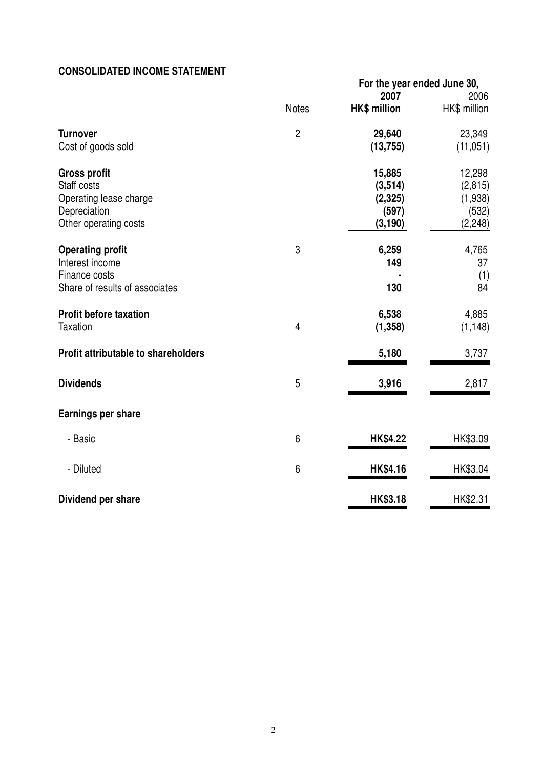## CONSOLIDATED INCOME STATEMENT

| | Notes | For the year ended June 30, 2007 HK$ million | 2006 HK$ million |
|---|---|---|---|
| **Turnover** | 2 | **29,640** | 23,349 |
| Cost of goods sold | | **(13,755)** | (11,051) |
| **Gross profit** | | **15,885** | 12,298 |
| Staff costs | | **(3,514)** | (2,815) |
| Operating lease charge | | **(2,325)** | (1,938) |
| Depreciation | | **(597)** | (532) |
| Other operating costs | | **(3,190)** | (2,248) |
| **Operating profit** | 3 | **6,259** | 4,765 |
| Interest income | | **149** | 37 |
| Finance costs | | **-** | (1) |
| Share of results of associates | | **130** | 84 |
| **Profit before taxation** | | **6,538** | 4,885 |
| Taxation | 4 | **(1,358)** | (1,148) |
| **Profit attributable to shareholders** | | **5,180** | 3,737 |
| **Dividends** | 5 | **3,916** | 2,817 |
| **Earnings per share** | | | |
| - Basic | 6 | **HK$4.22** | HK$3.09 |
| - Diluted | 6 | **HK$4.16** | HK$3.04 |
| **Dividend per share** | | **HK$3.18** | HK$2.31 |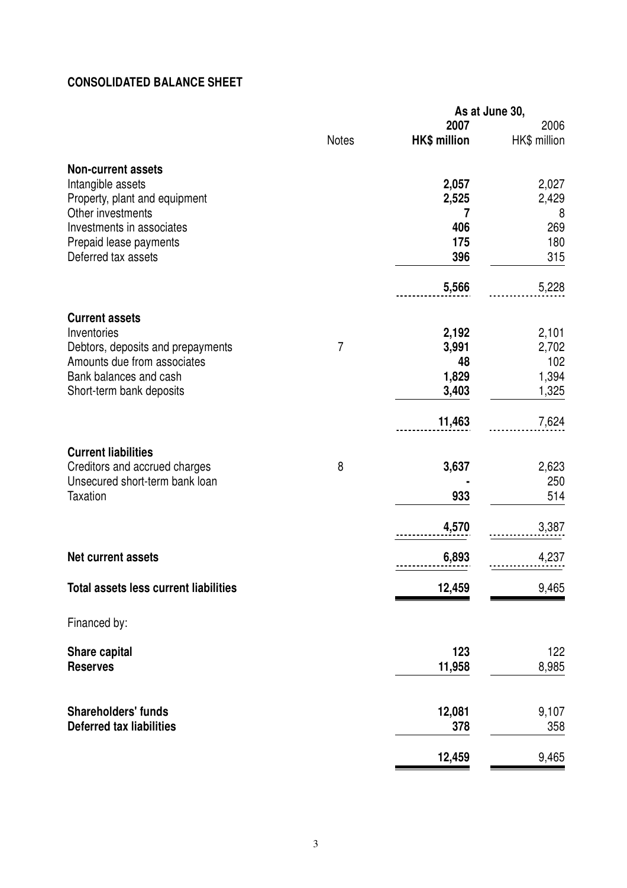## CONSOLIDATED BALANCE SHEET

| | Notes | As at June 30, 2007 HK$ million | 2006 HK$ million |
|---|---|---|---|
| **Non-current assets** | | | |
| Intangible assets | | **2,057** | 2,027 |
| Property, plant and equipment | | **2,525** | 2,429 |
| Other investments | | **7** | 8 |
| Investments in associates | | **406** | 269 |
| Prepaid lease payments | | **175** | 180 |
| Deferred tax assets | | **396** | 315 |
| | | **5,566** | 5,228 |
| **Current assets** | | | |
| Inventories | | **2,192** | 2,101 |
| Debtors, deposits and prepayments | 7 | **3,991** | 2,702 |
| Amounts due from associates | | **48** | 102 |
| Bank balances and cash | | **1,829** | 1,394 |
| Short-term bank deposits | | **3,403** | 1,325 |
| | | **11,463** | 7,624 |
| **Current liabilities** | | | |
| Creditors and accrued charges | 8 | **3,637** | 2,623 |
| Unsecured short-term bank loan | | **-** | 250 |
| Taxation | | **933** | 514 |
| | | **4,570** | 3,387 |
| **Net current assets** | | **6,893** | 4,237 |
| **Total assets less current liabilities** | | **12,459** | 9,465 |
| Financed by: | | | |
| **Share capital** | | **123** | 122 |
| **Reserves** | | **11,958** | 8,985 |
| **Shareholders' funds** | | **12,081** | 9,107 |
| **Deferred tax liabilities** | | **378** | 358 |
| | | **12,459** | 9,465 |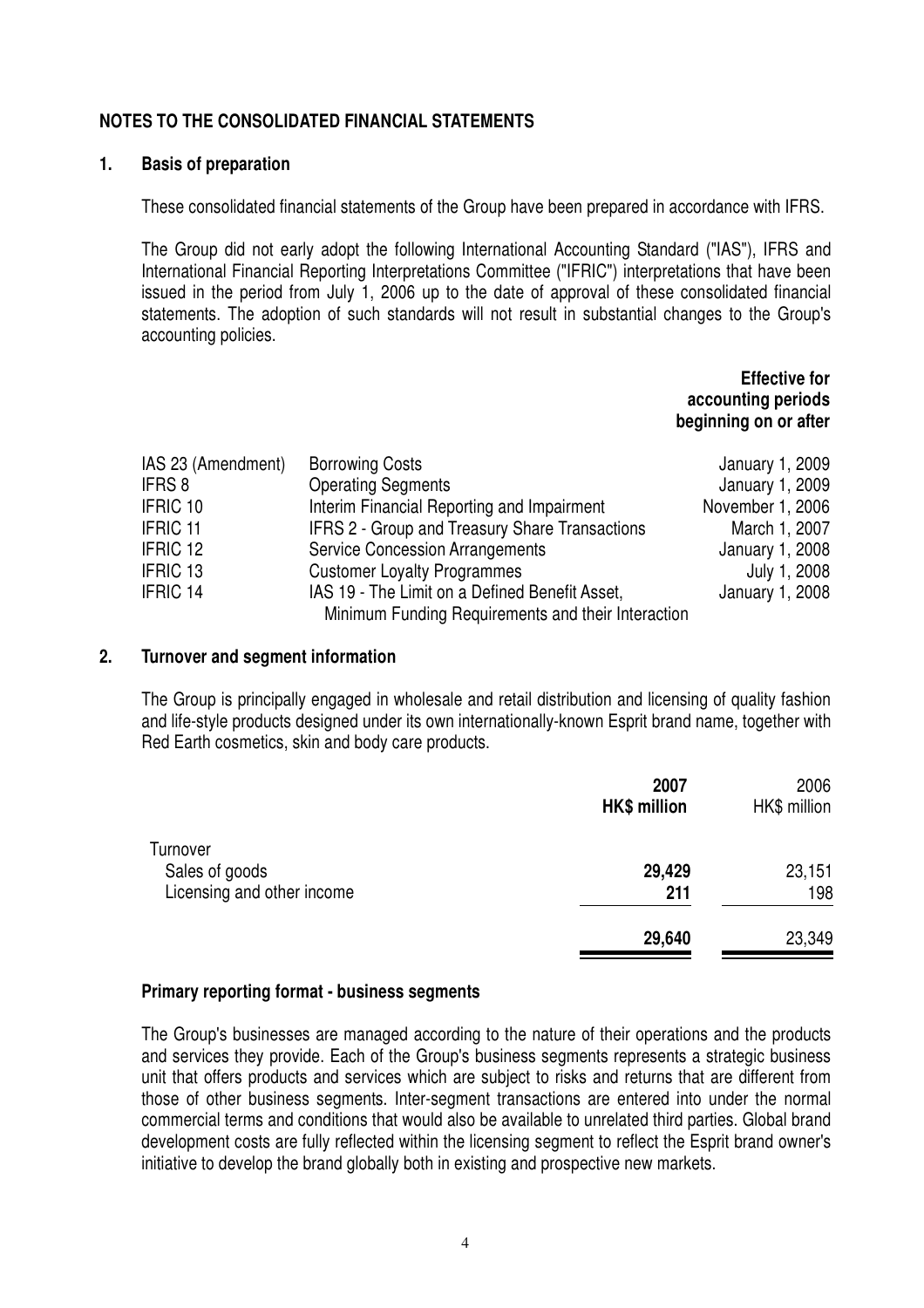## NOTES TO THE CONSOLIDATED FINANCIAL STATEMENTS

### 1. Basis of preparation

These consolidated financial statements of the Group have been prepared in accordance with IFRS.

The Group did not early adopt the following International Accounting Standard ("IAS"), IFRS and International Financial Reporting Interpretations Committee ("IFRIC") interpretations that have been issued in the period from July 1, 2006 up to the date of approval of these consolidated financial statements. The adoption of such standards will not result in substantial changes to the Group's accounting policies.

| | | **Effective for accounting periods beginning on or after** |
|---|---|---|
| IAS 23 (Amendment) | Borrowing Costs | January 1, 2009 |
| IFRS 8 | Operating Segments | January 1, 2009 |
| IFRIC 10 | Interim Financial Reporting and Impairment | November 1, 2006 |
| IFRIC 11 | IFRS 2 - Group and Treasury Share Transactions | March 1, 2007 |
| IFRIC 12 | Service Concession Arrangements | January 1, 2008 |
| IFRIC 13 | Customer Loyalty Programmes | July 1, 2008 |
| IFRIC 14 | IAS 19 - The Limit on a Defined Benefit Asset, Minimum Funding Requirements and their Interaction | January 1, 2008 |

### 2. Turnover and segment information

The Group is principally engaged in wholesale and retail distribution and licensing of quality fashion and life-style products designed under its own internationally-known Esprit brand name, together with Red Earth cosmetics, skin and body care products.

| | **2007** **HK$ million** | 2006 HK$ million |
|---|---|---|
| Turnover | | |
| Sales of goods | **29,429** | 23,151 |
| Licensing and other income | **211** | 198 |
| | **29,640** | 23,349 |

#### Primary reporting format - business segments

The Group's businesses are managed according to the nature of their operations and the products and services they provide. Each of the Group's business segments represents a strategic business unit that offers products and services which are subject to risks and returns that are different from those of other business segments. Inter-segment transactions are entered into under the normal commercial terms and conditions that would also be available to unrelated third parties. Global brand development costs are fully reflected within the licensing segment to reflect the Esprit brand owner's initiative to develop the brand globally both in existing and prospective new markets.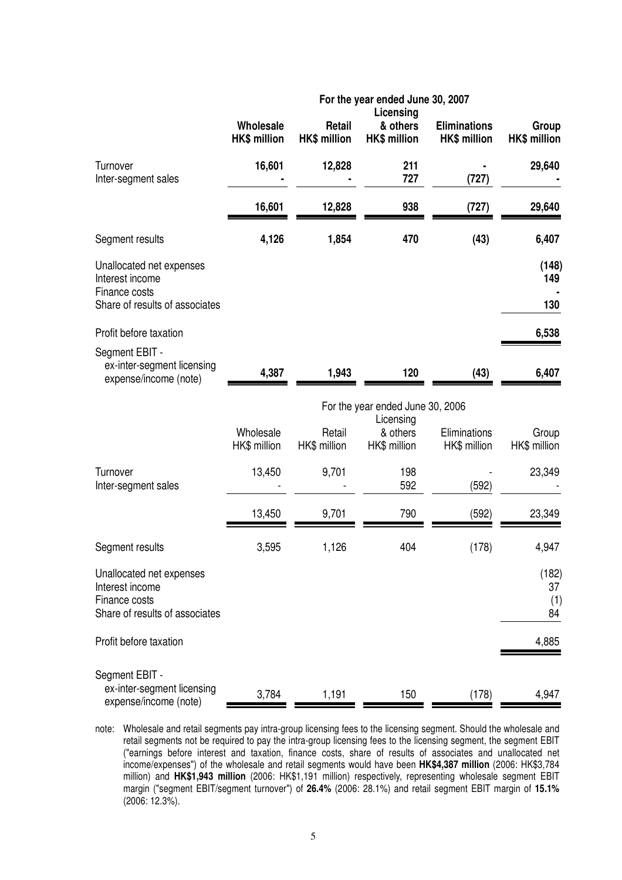**For the year ended June 30, 2007**

| | **Wholesale HK$ million** | **Retail HK$ million** | **Licensing & others HK$ million** | **Eliminations HK$ million** | **Group HK$ million** |
|---|---|---|---|---|---|
| Turnover | **16,601** | **12,828** | **211** | **-** | **29,640** |
| Inter-segment sales | **-** | **-** | **727** | **(727)** | **-** |
| | **16,601** | **12,828** | **938** | **(727)** | **29,640** |
| Segment results | **4,126** | **1,854** | **470** | **(43)** | **6,407** |
| Unallocated net expenses | | | | | **(148)** |
| Interest income | | | | | **149** |
| Finance costs | | | | | **-** |
| Share of results of associates | | | | | **130** |
| Profit before taxation | | | | | **6,538** |
| Segment EBIT - ex-inter-segment licensing expense/income (note) | **4,387** | **1,943** | **120** | **(43)** | **6,407** |

For the year ended June 30, 2006

| | Wholesale HK$ million | Retail HK$ million | Licensing & others HK$ million | Eliminations HK$ million | Group HK$ million |
|---|---|---|---|---|---|
| Turnover | 13,450 | 9,701 | 198 | - | 23,349 |
| Inter-segment sales | - | - | 592 | (592) | - |
| | 13,450 | 9,701 | 790 | (592) | 23,349 |
| Segment results | 3,595 | 1,126 | 404 | (178) | 4,947 |
| Unallocated net expenses | | | | | (182) |
| Interest income | | | | | 37 |
| Finance costs | | | | | (1) |
| Share of results of associates | | | | | 84 |
| Profit before taxation | | | | | 4,885 |
| Segment EBIT - ex-inter-segment licensing expense/income (note) | 3,784 | 1,191 | 150 | (178) | 4,947 |

note: Wholesale and retail segments pay intra-group licensing fees to the licensing segment. Should the wholesale and retail segments not be required to pay the intra-group licensing fees to the licensing segment, the segment EBIT ("earnings before interest and taxation, finance costs, share of results of associates and unallocated net income/expenses") of the wholesale and retail segments would have been **HK$4,387 million** (2006: HK$3,784 million) and **HK$1,943 million** (2006: HK$1,191 million) respectively, representing wholesale segment EBIT margin ("segment EBIT/segment turnover") of **26.4%** (2006: 28.1%) and retail segment EBIT margin of **15.1%** (2006: 12.3%).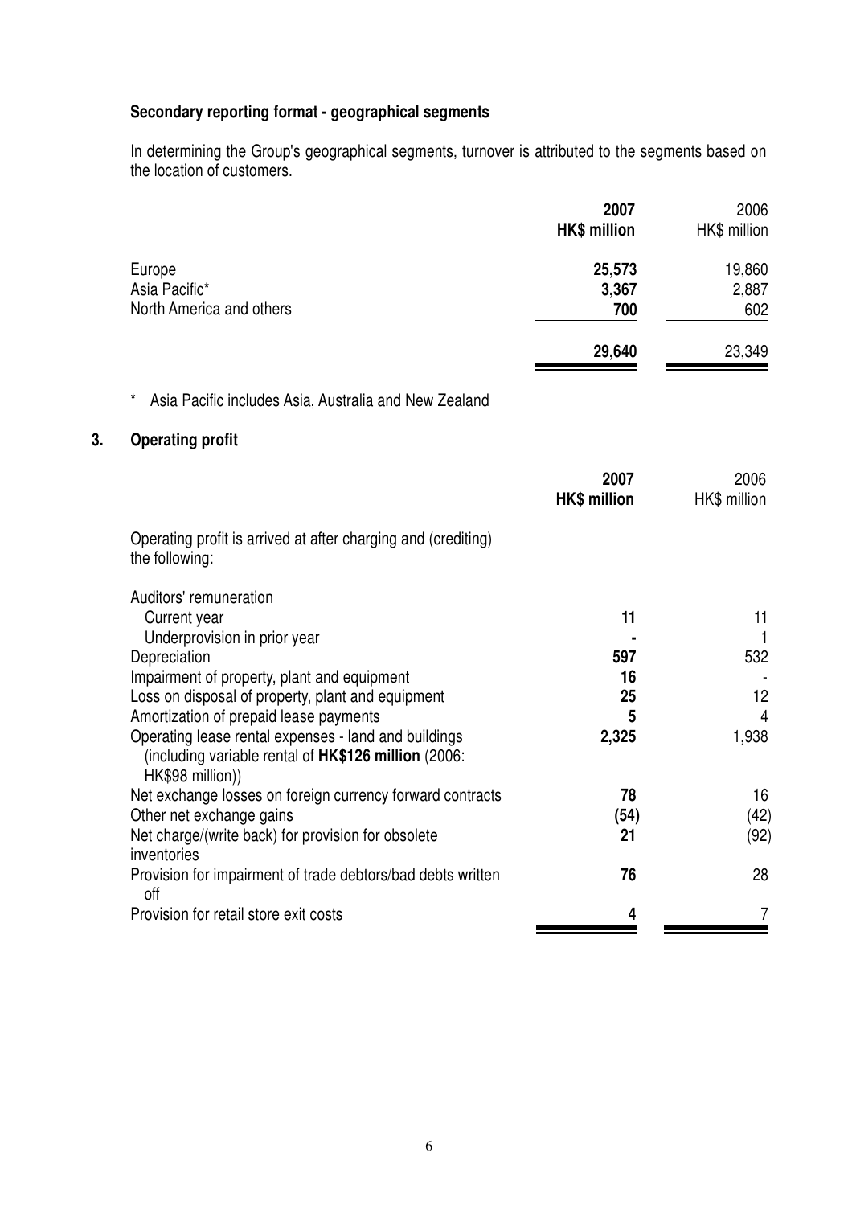### Secondary reporting format - geographical segments

In determining the Group's geographical segments, turnover is attributed to the segments based on the location of customers.

| | **2007** **HK$ million** | 2006 HK$ million |
|---|---|---|
| Europe | **25,573** | 19,860 |
| Asia Pacific* | **3,367** | 2,887 |
| North America and others | **700** | 602 |
| | **29,640** | 23,349 |

\* Asia Pacific includes Asia, Australia and New Zealand

## 3. Operating profit

| | **2007** **HK$ million** | 2006 HK$ million |
|---|---|---|
| Operating profit is arrived at after charging and (crediting) the following: | | |
| Auditors' remuneration | | |
| Current year | **11** | 11 |
| Underprovision in prior year | **-** | 1 |
| Depreciation | **597** | 532 |
| Impairment of property, plant and equipment | **16** | - |
| Loss on disposal of property, plant and equipment | **25** | 12 |
| Amortization of prepaid lease payments | **5** | 4 |
| Operating lease rental expenses - land and buildings (including variable rental of **HK$126 million** (2006: HK$98 million)) | **2,325** | 1,938 |
| Net exchange losses on foreign currency forward contracts | **78** | 16 |
| Other net exchange gains | **(54)** | (42) |
| Net charge/(write back) for provision for obsolete inventories | **21** | (92) |
| Provision for impairment of trade debtors/bad debts written off | **76** | 28 |
| Provision for retail store exit costs | **4** | 7 |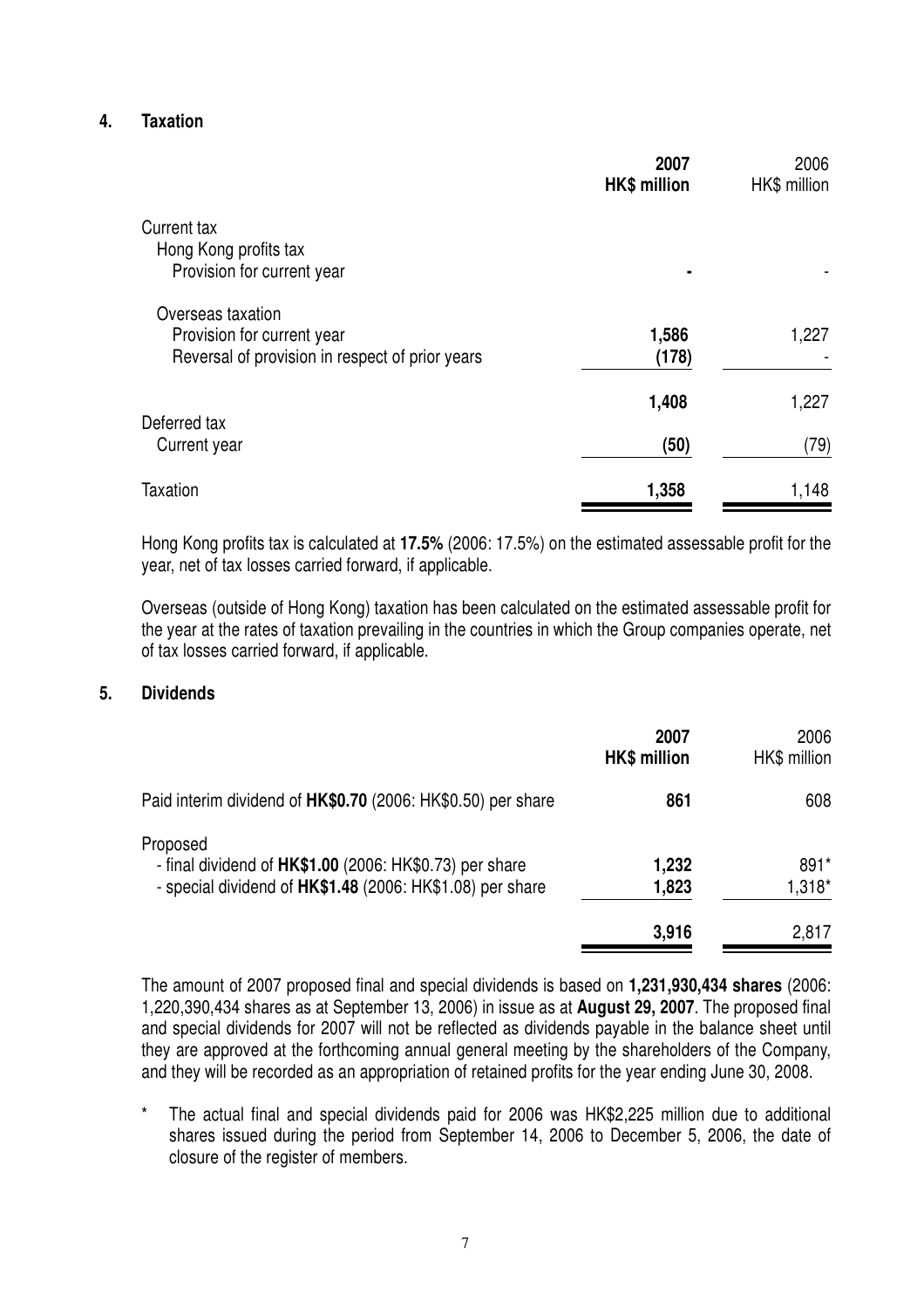## 4. Taxation

| | **2007** **HK$ million** | 2006 HK$ million |
|---|---|---|
| Current tax | | |
| Hong Kong profits tax | | |
| Provision for current year | **-** | - |
| Overseas taxation | | |
| Provision for current year | **1,586** | 1,227 |
| Reversal of provision in respect of prior years | **(178)** | - |
| | **1,408** | 1,227 |
| Deferred tax | | |
| Current year | **(50)** | (79) |
| Taxation | **1,358** | 1,148 |

Hong Kong profits tax is calculated at **17.5%** (2006: 17.5%) on the estimated assessable profit for the year, net of tax losses carried forward, if applicable.

Overseas (outside of Hong Kong) taxation has been calculated on the estimated assessable profit for the year at the rates of taxation prevailing in the countries in which the Group companies operate, net of tax losses carried forward, if applicable.

## 5. Dividends

| | **2007** **HK$ million** | 2006 HK$ million |
|---|---|---|
| Paid interim dividend of **HK$0.70** (2006: HK$0.50) per share | **861** | 608 |
| Proposed | | |
| - final dividend of **HK$1.00** (2006: HK$0.73) per share | **1,232** | 891* |
| - special dividend of **HK$1.48** (2006: HK$1.08) per share | **1,823** | 1,318* |
| | **3,916** | 2,817 |

The amount of 2007 proposed final and special dividends is based on **1,231,930,434 shares** (2006: 1,220,390,434 shares as at September 13, 2006) in issue as at **August 29, 2007**. The proposed final and special dividends for 2007 will not be reflected as dividends payable in the balance sheet until they are approved at the forthcoming annual general meeting by the shareholders of the Company, and they will be recorded as an appropriation of retained profits for the year ending June 30, 2008.

\* The actual final and special dividends paid for 2006 was HK$2,225 million due to additional shares issued during the period from September 14, 2006 to December 5, 2006, the date of closure of the register of members.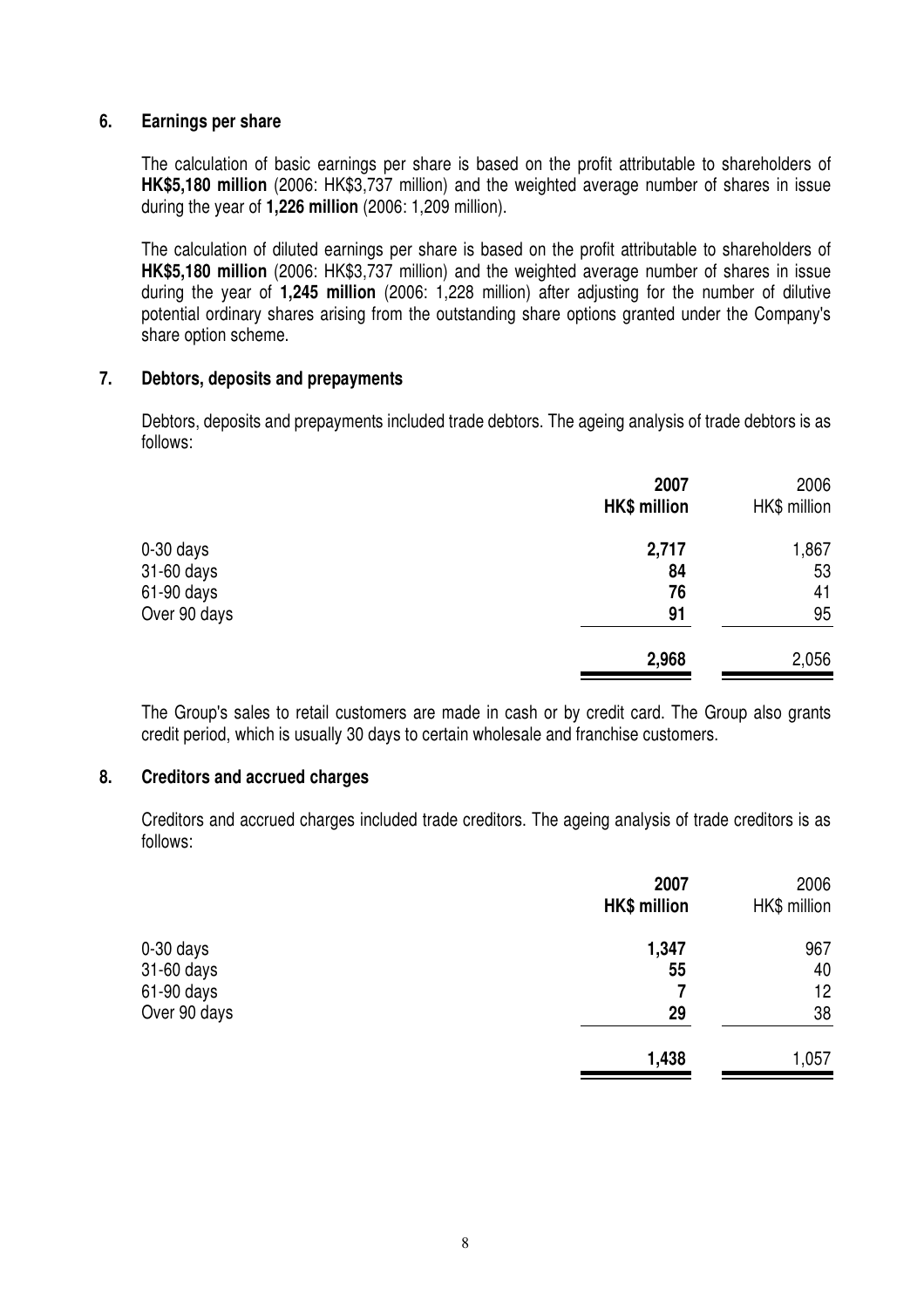## 6. Earnings per share

The calculation of basic earnings per share is based on the profit attributable to shareholders of **HK$5,180 million** (2006: HK$3,737 million) and the weighted average number of shares in issue during the year of **1,226 million** (2006: 1,209 million).

The calculation of diluted earnings per share is based on the profit attributable to shareholders of **HK$5,180 million** (2006: HK$3,737 million) and the weighted average number of shares in issue during the year of **1,245 million** (2006: 1,228 million) after adjusting for the number of dilutive potential ordinary shares arising from the outstanding share options granted under the Company's share option scheme.

## 7. Debtors, deposits and prepayments

Debtors, deposits and prepayments included trade debtors. The ageing analysis of trade debtors is as follows:

| | **2007** **HK$ million** | 2006 HK$ million |
|---|---|---|
| 0-30 days | **2,717** | 1,867 |
| 31-60 days | **84** | 53 |
| 61-90 days | **76** | 41 |
| Over 90 days | **91** | 95 |
| | **2,968** | 2,056 |

The Group's sales to retail customers are made in cash or by credit card. The Group also grants credit period, which is usually 30 days to certain wholesale and franchise customers.

## 8. Creditors and accrued charges

Creditors and accrued charges included trade creditors. The ageing analysis of trade creditors is as follows:

| | **2007** **HK$ million** | 2006 HK$ million |
|---|---|---|
| 0-30 days | **1,347** | 967 |
| 31-60 days | **55** | 40 |
| 61-90 days | **7** | 12 |
| Over 90 days | **29** | 38 |
| | **1,438** | 1,057 |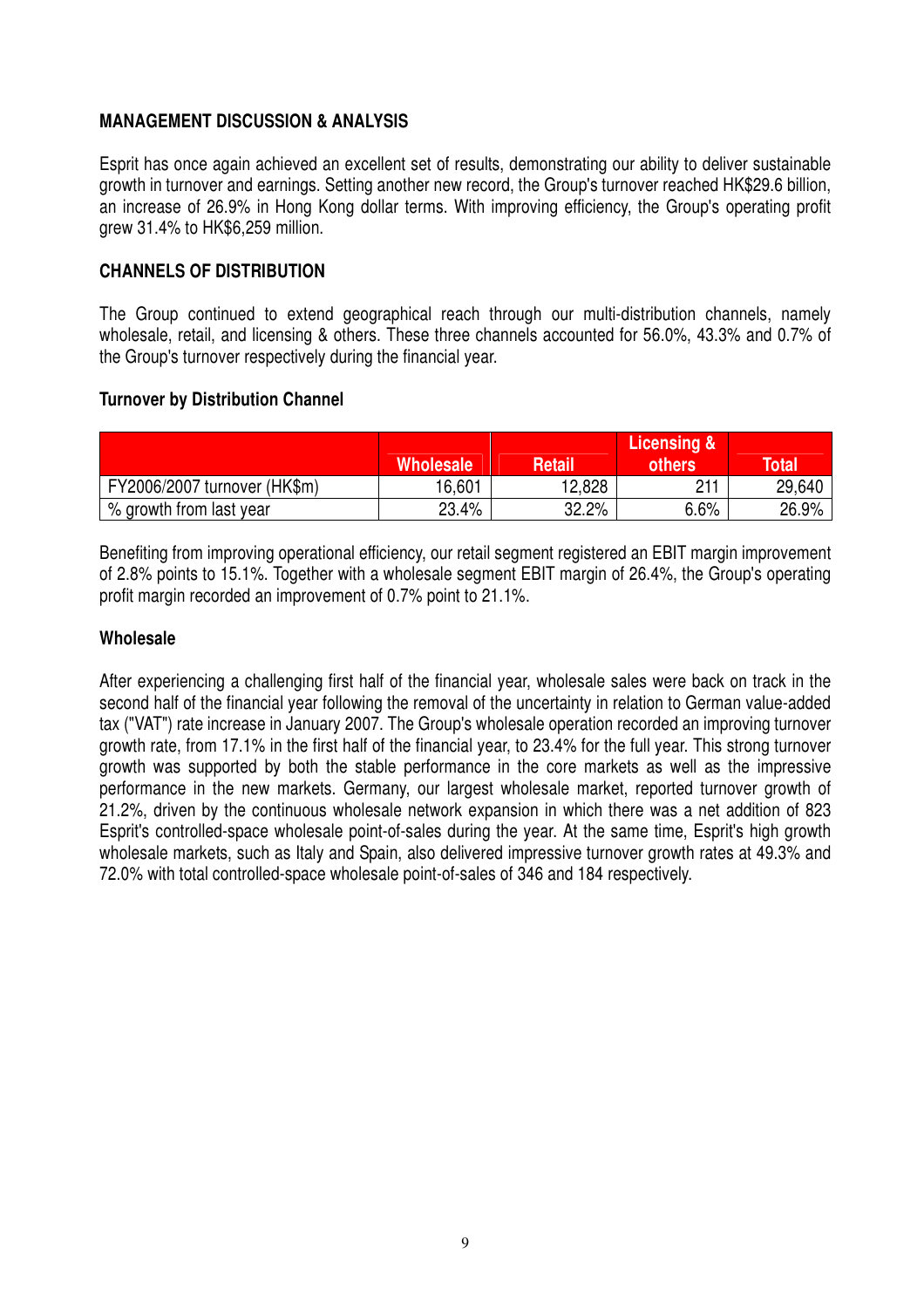## MANAGEMENT DISCUSSION & ANALYSIS

Esprit has once again achieved an excellent set of results, demonstrating our ability to deliver sustainable growth in turnover and earnings. Setting another new record, the Group's turnover reached HK$29.6 billion, an increase of 26.9% in Hong Kong dollar terms. With improving efficiency, the Group's operating profit grew 31.4% to HK$6,259 million.

## CHANNELS OF DISTRIBUTION

The Group continued to extend geographical reach through our multi-distribution channels, namely wholesale, retail, and licensing & others. These three channels accounted for 56.0%, 43.3% and 0.7% of the Group's turnover respectively during the financial year.

### Turnover by Distribution Channel

| | Wholesale | Retail | Licensing & others | Total |
|---|---|---|---|---|
| FY2006/2007 turnover (HK$m) | 16,601 | 12,828 | 211 | 29,640 |
| % growth from last year | 23.4% | 32.2% | 6.6% | 26.9% |

Benefiting from improving operational efficiency, our retail segment registered an EBIT margin improvement of 2.8% points to 15.1%. Together with a wholesale segment EBIT margin of 26.4%, the Group's operating profit margin recorded an improvement of 0.7% point to 21.1%.

### Wholesale

After experiencing a challenging first half of the financial year, wholesale sales were back on track in the second half of the financial year following the removal of the uncertainty in relation to German value-added tax ("VAT") rate increase in January 2007. The Group's wholesale operation recorded an improving turnover growth rate, from 17.1% in the first half of the financial year, to 23.4% for the full year. This strong turnover growth was supported by both the stable performance in the core markets as well as the impressive performance in the new markets. Germany, our largest wholesale market, reported turnover growth of 21.2%, driven by the continuous wholesale network expansion in which there was a net addition of 823 Esprit's controlled-space wholesale point-of-sales during the year. At the same time, Esprit's high growth wholesale markets, such as Italy and Spain, also delivered impressive turnover growth rates at 49.3% and 72.0% with total controlled-space wholesale point-of-sales of 346 and 184 respectively.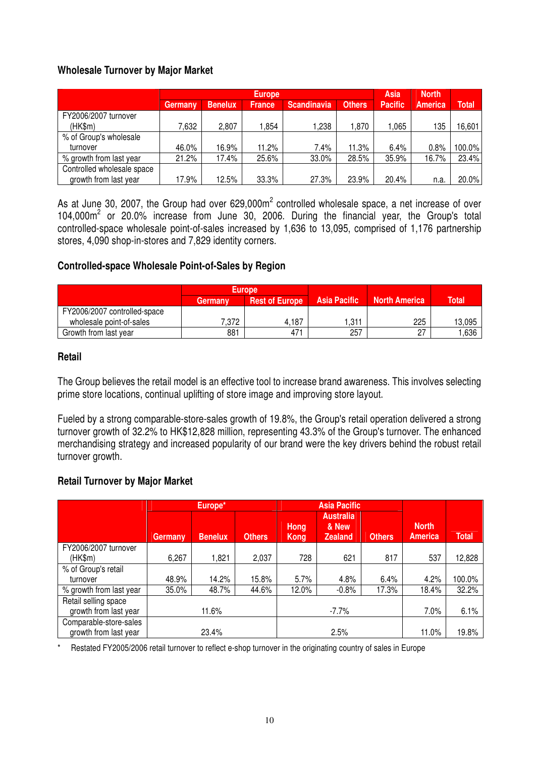### Wholesale Turnover by Major Market

| | Europe | | | | | Asia Pacific | North America | Total |
|---|---|---|---|---|---|---|---|---|
| | Germany | Benelux | France | Scandinavia | Others | | | |
| FY2006/2007 turnover (HK$m) | 7,632 | 2,807 | 1,854 | 1,238 | 1,870 | 1,065 | 135 | 16,601 |
| % of Group's wholesale turnover | 46.0% | 16.9% | 11.2% | 7.4% | 11.3% | 6.4% | 0.8% | 100.0% |
| % growth from last year | 21.2% | 17.4% | 25.6% | 33.0% | 28.5% | 35.9% | 16.7% | 23.4% |
| Controlled wholesale space growth from last year | 17.9% | 12.5% | 33.3% | 27.3% | 23.9% | 20.4% | n.a. | 20.0% |

As at June 30, 2007, the Group had over 629,000m$^2$ controlled wholesale space, a net increase of over 104,000m$^2$ or 20.0% increase from June 30, 2006. During the financial year, the Group's total controlled-space wholesale point-of-sales increased by 1,636 to 13,095, comprised of 1,176 partnership stores, 4,090 shop-in-stores and 7,829 identity corners.

### Controlled-space Wholesale Point-of-Sales by Region

| | Europe | | Asia Pacific | North America | Total |
|---|---|---|---|---|---|
| | Germany | Rest of Europe | | | |
| FY2006/2007 controlled-space wholesale point-of-sales | 7,372 | 4,187 | 1,311 | 225 | 13,095 |
| Growth from last year | 881 | 471 | 257 | 27 | 1,636 |

### Retail

The Group believes the retail model is an effective tool to increase brand awareness. This involves selecting prime store locations, continual uplifting of store image and improving store layout.

Fueled by a strong comparable-store-sales growth of 19.8%, the Group's retail operation delivered a strong turnover growth of 32.2% to HK$12,828 million, representing 43.3% of the Group's turnover. The enhanced merchandising strategy and increased popularity of our brand were the key drivers behind the robust retail turnover growth.

### Retail Turnover by Major Market

| | Europe* | | | Asia Pacific | | | North America | Total |
|---|---|---|---|---|---|---|---|---|
| | Germany | Benelux | Others | Hong Kong | Australia & New Zealand | Others | | |
| FY2006/2007 turnover (HK$m) | 6,267 | 1,821 | 2,037 | 728 | 621 | 817 | 537 | 12,828 |
| % of Group's retail turnover | 48.9% | 14.2% | 15.8% | 5.7% | 4.8% | 6.4% | 4.2% | 100.0% |
| % growth from last year | 35.0% | 48.7% | 44.6% | 12.0% | -0.8% | 17.3% | 18.4% | 32.2% |
| Retail selling space growth from last year | 11.6% | | | -7.7% | | | 7.0% | 6.1% |
| Comparable-store-sales growth from last year | 23.4% | | | 2.5% | | | 11.0% | 19.8% |

\* Restated FY2005/2006 retail turnover to reflect e-shop turnover in the originating country of sales in Europe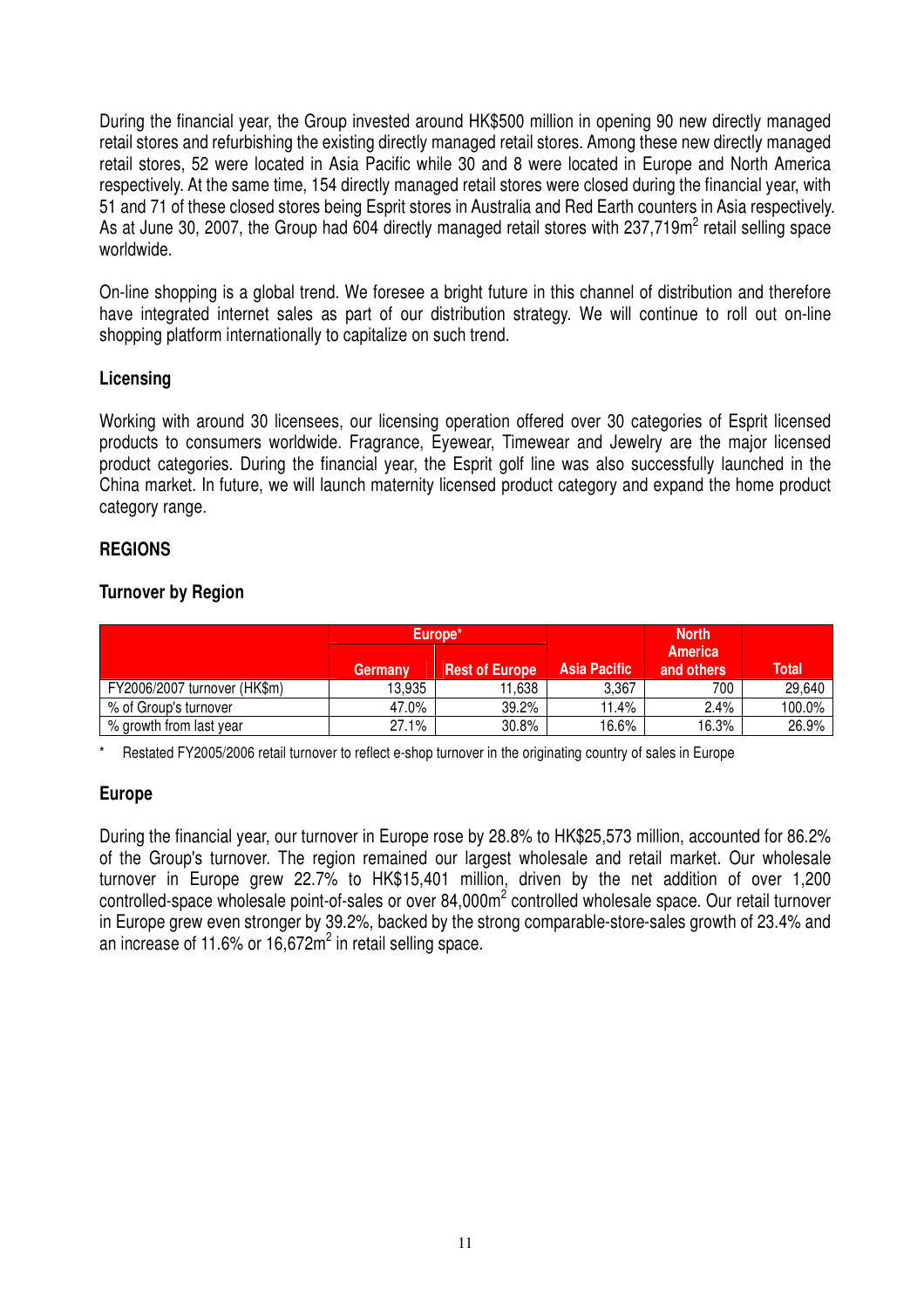During the financial year, the Group invested around HK$500 million in opening 90 new directly managed retail stores and refurbishing the existing directly managed retail stores. Among these new directly managed retail stores, 52 were located in Asia Pacific while 30 and 8 were located in Europe and North America respectively. At the same time, 154 directly managed retail stores were closed during the financial year, with 51 and 71 of these closed stores being Esprit stores in Australia and Red Earth counters in Asia respectively. As at June 30, 2007, the Group had 604 directly managed retail stores with 237,719m$^2$ retail selling space worldwide.

On-line shopping is a global trend. We foresee a bright future in this channel of distribution and therefore have integrated internet sales as part of our distribution strategy. We will continue to roll out on-line shopping platform internationally to capitalize on such trend.

### Licensing

Working with around 30 licensees, our licensing operation offered over 30 categories of Esprit licensed products to consumers worldwide. Fragrance, Eyewear, Timewear and Jewelry are the major licensed product categories. During the financial year, the Esprit golf line was also successfully launched in the China market. In future, we will launch maternity licensed product category and expand the home product category range.

## REGIONS

### Turnover by Region

| | Europe* | | | | |
|---|---|---|---|---|---|
| | Germany | Rest of Europe | Asia Pacific | North America and others | Total |
| FY2006/2007 turnover (HK$m) | 13,935 | 11,638 | 3,367 | 700 | 29,640 |
| % of Group's turnover | 47.0% | 39.2% | 11.4% | 2.4% | 100.0% |
| % growth from last year | 27.1% | 30.8% | 16.6% | 16.3% | 26.9% |

\* Restated FY2005/2006 retail turnover to reflect e-shop turnover in the originating country of sales in Europe

### Europe

During the financial year, our turnover in Europe rose by 28.8% to HK$25,573 million, accounted for 86.2% of the Group's turnover. The region remained our largest wholesale and retail market. Our wholesale turnover in Europe grew 22.7% to HK$15,401 million, driven by the net addition of over 1,200 controlled-space wholesale point-of-sales or over 84,000m$^2$ controlled wholesale space. Our retail turnover in Europe grew even stronger by 39.2%, backed by the strong comparable-store-sales growth of 23.4% and an increase of 11.6% or 16,672m$^2$ in retail selling space.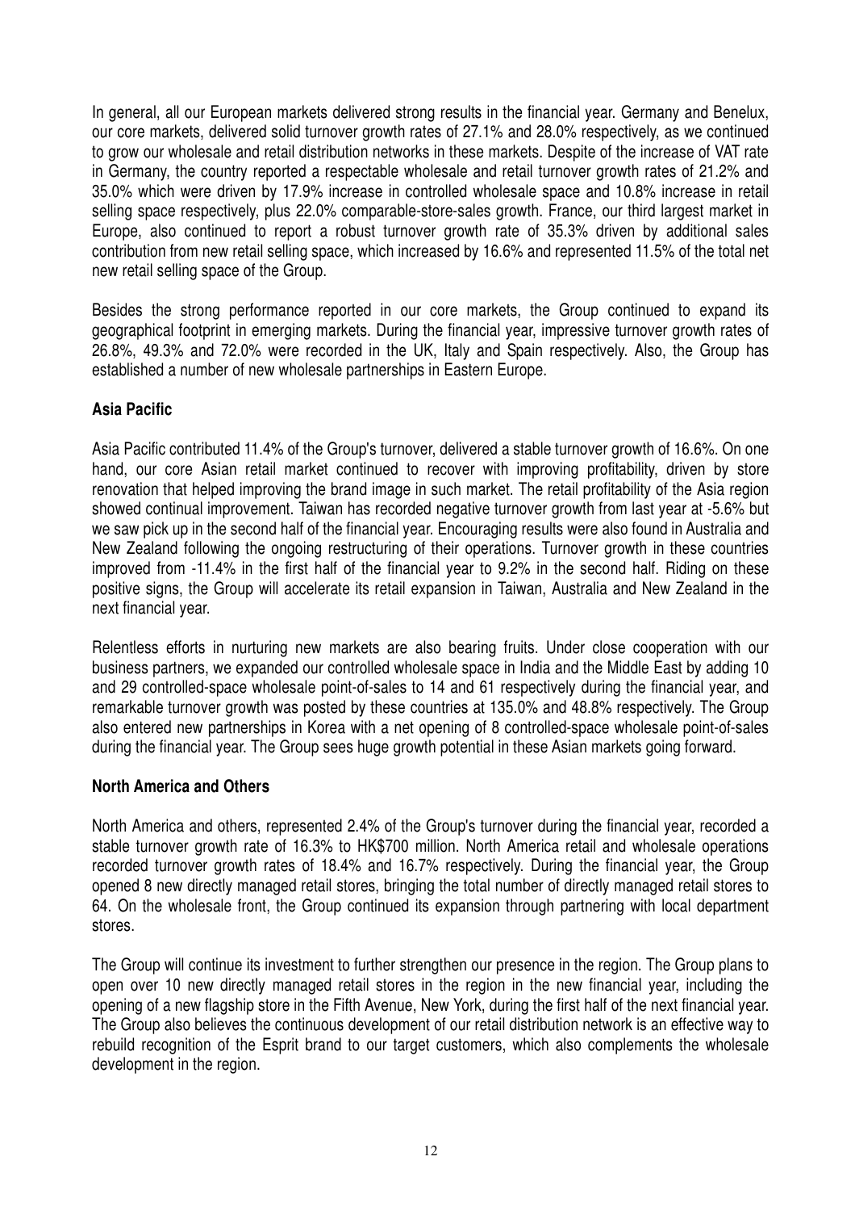In general, all our European markets delivered strong results in the financial year. Germany and Benelux, our core markets, delivered solid turnover growth rates of 27.1% and 28.0% respectively, as we continued to grow our wholesale and retail distribution networks in these markets. Despite of the increase of VAT rate in Germany, the country reported a respectable wholesale and retail turnover growth rates of 21.2% and 35.0% which were driven by 17.9% increase in controlled wholesale space and 10.8% increase in retail selling space respectively, plus 22.0% comparable-store-sales growth. France, our third largest market in Europe, also continued to report a robust turnover growth rate of 35.3% driven by additional sales contribution from new retail selling space, which increased by 16.6% and represented 11.5% of the total net new retail selling space of the Group.

Besides the strong performance reported in our core markets, the Group continued to expand its geographical footprint in emerging markets. During the financial year, impressive turnover growth rates of 26.8%, 49.3% and 72.0% were recorded in the UK, Italy and Spain respectively. Also, the Group has established a number of new wholesale partnerships in Eastern Europe.

### Asia Pacific

Asia Pacific contributed 11.4% of the Group's turnover, delivered a stable turnover growth of 16.6%. On one hand, our core Asian retail market continued to recover with improving profitability, driven by store renovation that helped improving the brand image in such market. The retail profitability of the Asia region showed continual improvement. Taiwan has recorded negative turnover growth from last year at -5.6% but we saw pick up in the second half of the financial year. Encouraging results were also found in Australia and New Zealand following the ongoing restructuring of their operations. Turnover growth in these countries improved from -11.4% in the first half of the financial year to 9.2% in the second half. Riding on these positive signs, the Group will accelerate its retail expansion in Taiwan, Australia and New Zealand in the next financial year.

Relentless efforts in nurturing new markets are also bearing fruits. Under close cooperation with our business partners, we expanded our controlled wholesale space in India and the Middle East by adding 10 and 29 controlled-space wholesale point-of-sales to 14 and 61 respectively during the financial year, and remarkable turnover growth was posted by these countries at 135.0% and 48.8% respectively. The Group also entered new partnerships in Korea with a net opening of 8 controlled-space wholesale point-of-sales during the financial year. The Group sees huge growth potential in these Asian markets going forward.

### North America and Others

North America and others, represented 2.4% of the Group's turnover during the financial year, recorded a stable turnover growth rate of 16.3% to HK$700 million. North America retail and wholesale operations recorded turnover growth rates of 18.4% and 16.7% respectively. During the financial year, the Group opened 8 new directly managed retail stores, bringing the total number of directly managed retail stores to 64. On the wholesale front, the Group continued its expansion through partnering with local department stores.

The Group will continue its investment to further strengthen our presence in the region. The Group plans to open over 10 new directly managed retail stores in the region in the new financial year, including the opening of a new flagship store in the Fifth Avenue, New York, during the first half of the next financial year. The Group also believes the continuous development of our retail distribution network is an effective way to rebuild recognition of the Esprit brand to our target customers, which also complements the wholesale development in the region.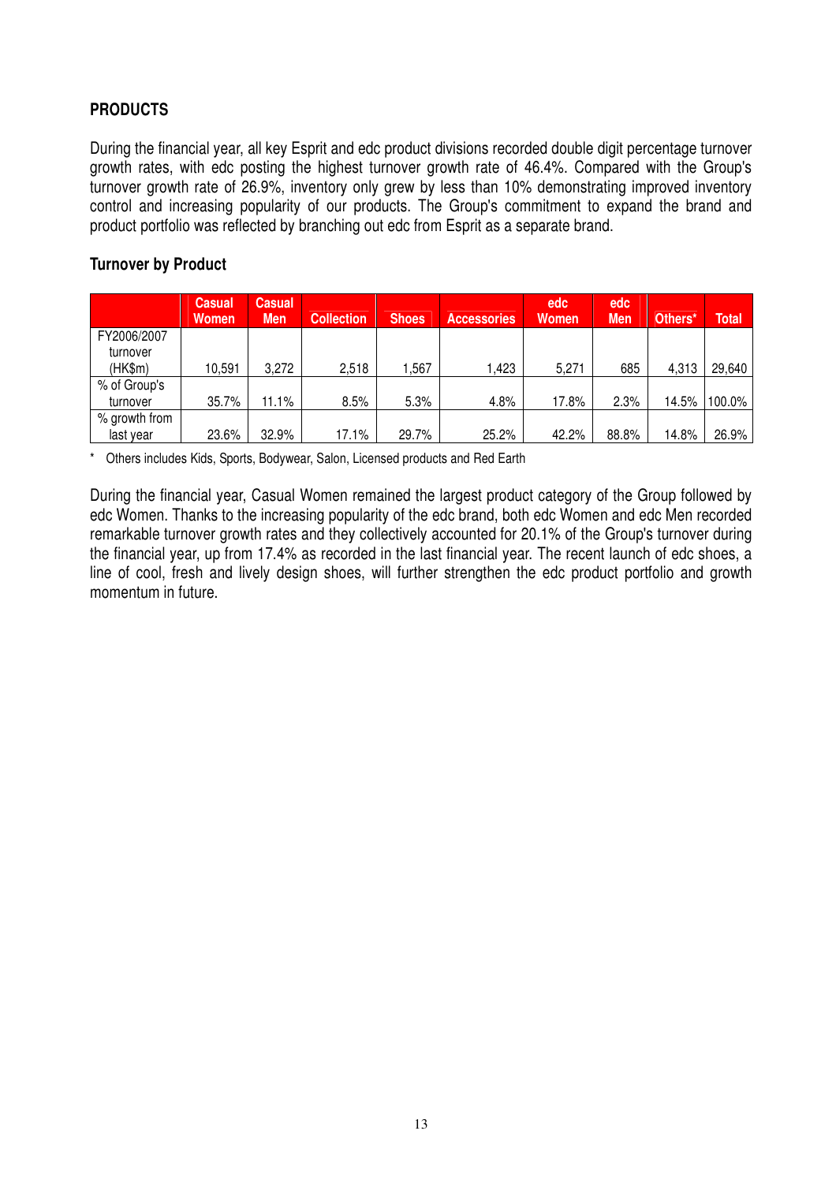## PRODUCTS

During the financial year, all key Esprit and edc product divisions recorded double digit percentage turnover growth rates, with edc posting the highest turnover growth rate of 46.4%. Compared with the Group's turnover growth rate of 26.9%, inventory only grew by less than 10% demonstrating improved inventory control and increasing popularity of our products. The Group's commitment to expand the brand and product portfolio was reflected by branching out edc from Esprit as a separate brand.

### Turnover by Product

| | Casual Women | Casual Men | Collection | Shoes | Accessories | edc Women | edc Men | Others* | Total |
|---|---|---|---|---|---|---|---|---|---|
| FY2006/2007 turnover (HK$m) | 10,591 | 3,272 | 2,518 | 1,567 | 1,423 | 5,271 | 685 | 4,313 | 29,640 |
| % of Group's turnover | 35.7% | 11.1% | 8.5% | 5.3% | 4.8% | 17.8% | 2.3% | 14.5% | 100.0% |
| % growth from last year | 23.6% | 32.9% | 17.1% | 29.7% | 25.2% | 42.2% | 88.8% | 14.8% | 26.9% |

\* Others includes Kids, Sports, Bodywear, Salon, Licensed products and Red Earth

During the financial year, Casual Women remained the largest product category of the Group followed by edc Women. Thanks to the increasing popularity of the edc brand, both edc Women and edc Men recorded remarkable turnover growth rates and they collectively accounted for 20.1% of the Group's turnover during the financial year, up from 17.4% as recorded in the last financial year. The recent launch of edc shoes, a line of cool, fresh and lively design shoes, will further strengthen the edc product portfolio and growth momentum in future.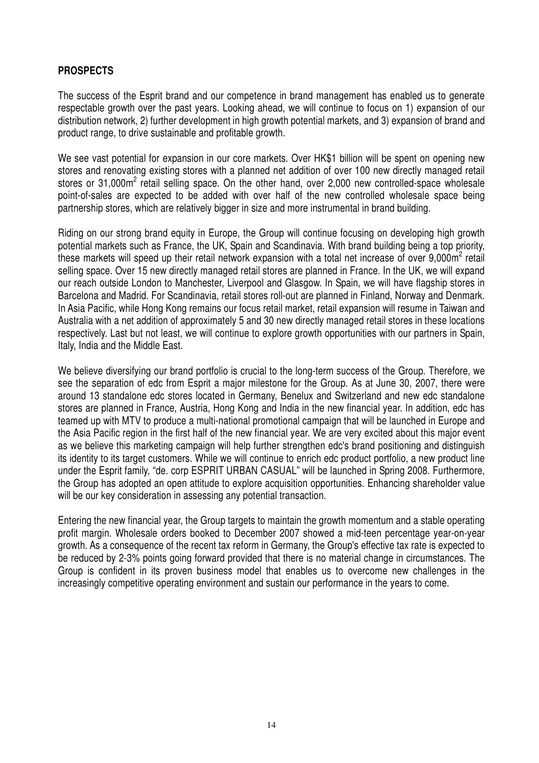## PROSPECTS

The success of the Esprit brand and our competence in brand management has enabled us to generate respectable growth over the past years. Looking ahead, we will continue to focus on 1) expansion of our distribution network, 2) further development in high growth potential markets, and 3) expansion of brand and product range, to drive sustainable and profitable growth.

We see vast potential for expansion in our core markets. Over HK$1 billion will be spent on opening new stores and renovating existing stores with a planned net addition of over 100 new directly managed retail stores or 31,000m$^2$ retail selling space. On the other hand, over 2,000 new controlled-space wholesale point-of-sales are expected to be added with over half of the new controlled wholesale space being partnership stores, which are relatively bigger in size and more instrumental in brand building.

Riding on our strong brand equity in Europe, the Group will continue focusing on developing high growth potential markets such as France, the UK, Spain and Scandinavia. With brand building being a top priority, these markets will speed up their retail network expansion with a total net increase of over 9,000m$^2$ retail selling space. Over 15 new directly managed retail stores are planned in France. In the UK, we will expand our reach outside London to Manchester, Liverpool and Glasgow. In Spain, we will have flagship stores in Barcelona and Madrid. For Scandinavia, retail stores roll-out are planned in Finland, Norway and Denmark. In Asia Pacific, while Hong Kong remains our focus retail market, retail expansion will resume in Taiwan and Australia with a net addition of approximately 5 and 30 new directly managed retail stores in these locations respectively. Last but not least, we will continue to explore growth opportunities with our partners in Spain, Italy, India and the Middle East.

We believe diversifying our brand portfolio is crucial to the long-term success of the Group. Therefore, we see the separation of edc from Esprit a major milestone for the Group. As at June 30, 2007, there were around 13 standalone edc stores located in Germany, Benelux and Switzerland and new edc standalone stores are planned in France, Austria, Hong Kong and India in the new financial year. In addition, edc has teamed up with MTV to produce a multi-national promotional campaign that will be launched in Europe and the Asia Pacific region in the first half of the new financial year. We are very excited about this major event as we believe this marketing campaign will help further strengthen edc's brand positioning and distinguish its identity to its target customers. While we will continue to enrich edc product portfolio, a new product line under the Esprit family, "de. corp ESPRIT URBAN CASUAL" will be launched in Spring 2008. Furthermore, the Group has adopted an open attitude to explore acquisition opportunities. Enhancing shareholder value will be our key consideration in assessing any potential transaction.

Entering the new financial year, the Group targets to maintain the growth momentum and a stable operating profit margin. Wholesale orders booked to December 2007 showed a mid-teen percentage year-on-year growth. As a consequence of the recent tax reform in Germany, the Group's effective tax rate is expected to be reduced by 2-3% points going forward provided that there is no material change in circumstances. The Group is confident in its proven business model that enables us to overcome new challenges in the increasingly competitive operating environment and sustain our performance in the years to come.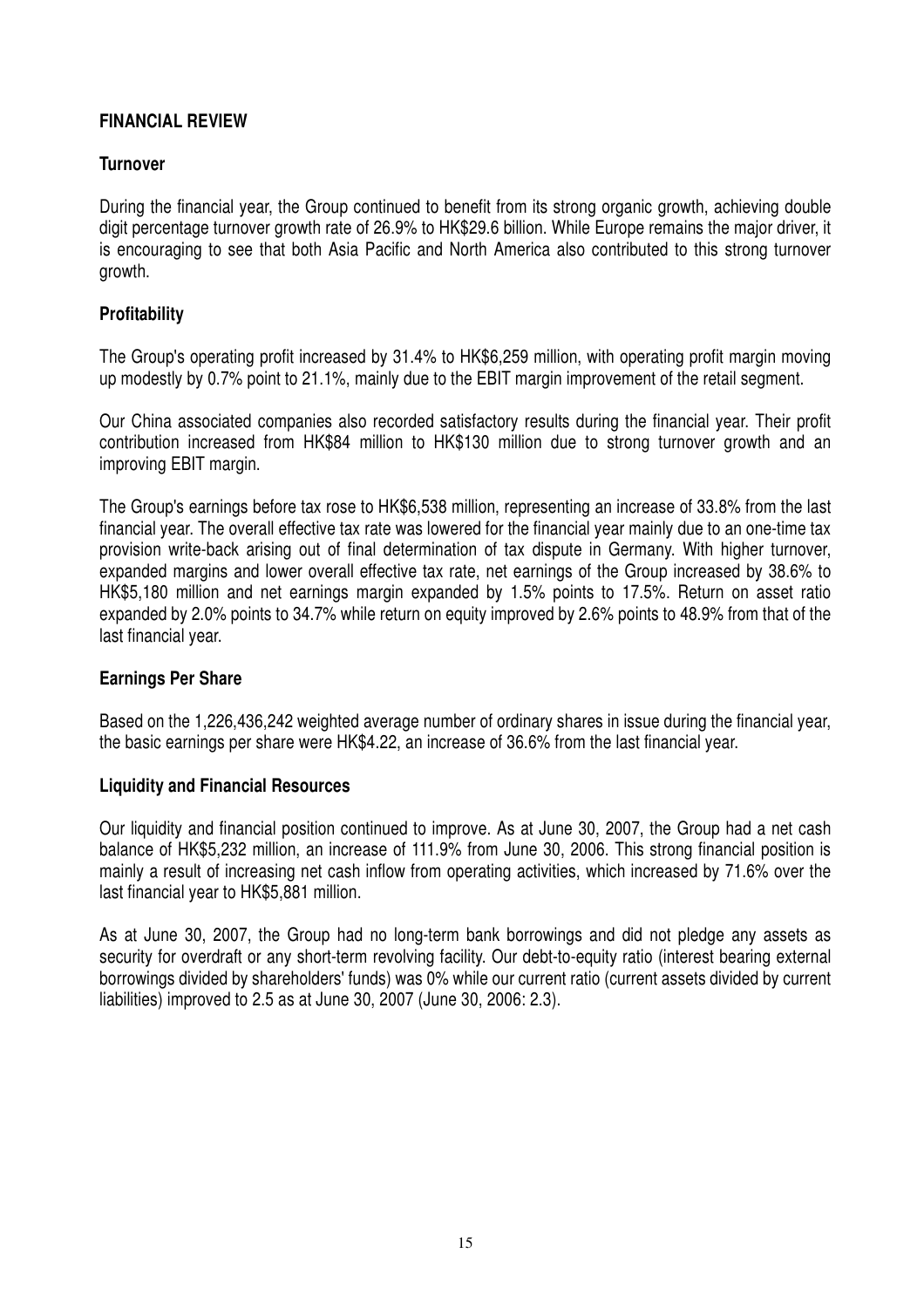## FINANCIAL REVIEW

### Turnover

During the financial year, the Group continued to benefit from its strong organic growth, achieving double digit percentage turnover growth rate of 26.9% to HK$29.6 billion. While Europe remains the major driver, it is encouraging to see that both Asia Pacific and North America also contributed to this strong turnover growth.

### Profitability

The Group's operating profit increased by 31.4% to HK$6,259 million, with operating profit margin moving up modestly by 0.7% point to 21.1%, mainly due to the EBIT margin improvement of the retail segment.

Our China associated companies also recorded satisfactory results during the financial year. Their profit contribution increased from HK$84 million to HK$130 million due to strong turnover growth and an improving EBIT margin.

The Group's earnings before tax rose to HK$6,538 million, representing an increase of 33.8% from the last financial year. The overall effective tax rate was lowered for the financial year mainly due to an one-time tax provision write-back arising out of final determination of tax dispute in Germany. With higher turnover, expanded margins and lower overall effective tax rate, net earnings of the Group increased by 38.6% to HK$5,180 million and net earnings margin expanded by 1.5% points to 17.5%. Return on asset ratio expanded by 2.0% points to 34.7% while return on equity improved by 2.6% points to 48.9% from that of the last financial year.

### Earnings Per Share

Based on the 1,226,436,242 weighted average number of ordinary shares in issue during the financial year, the basic earnings per share were HK$4.22, an increase of 36.6% from the last financial year.

### Liquidity and Financial Resources

Our liquidity and financial position continued to improve. As at June 30, 2007, the Group had a net cash balance of HK$5,232 million, an increase of 111.9% from June 30, 2006. This strong financial position is mainly a result of increasing net cash inflow from operating activities, which increased by 71.6% over the last financial year to HK$5,881 million.

As at June 30, 2007, the Group had no long-term bank borrowings and did not pledge any assets as security for overdraft or any short-term revolving facility. Our debt-to-equity ratio (interest bearing external borrowings divided by shareholders' funds) was 0% while our current ratio (current assets divided by current liabilities) improved to 2.5 as at June 30, 2007 (June 30, 2006: 2.3).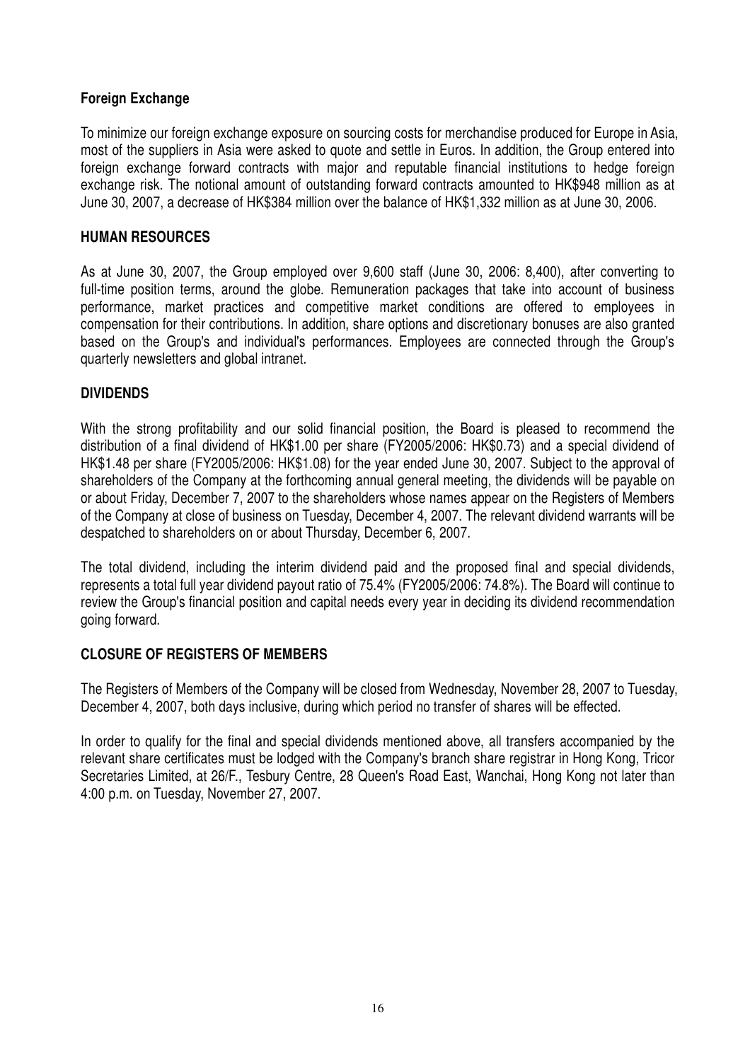### Foreign Exchange

To minimize our foreign exchange exposure on sourcing costs for merchandise produced for Europe in Asia, most of the suppliers in Asia were asked to quote and settle in Euros. In addition, the Group entered into foreign exchange forward contracts with major and reputable financial institutions to hedge foreign exchange risk. The notional amount of outstanding forward contracts amounted to HK$948 million as at June 30, 2007, a decrease of HK$384 million over the balance of HK$1,332 million as at June 30, 2006.

## HUMAN RESOURCES

As at June 30, 2007, the Group employed over 9,600 staff (June 30, 2006: 8,400), after converting to full-time position terms, around the globe. Remuneration packages that take into account of business performance, market practices and competitive market conditions are offered to employees in compensation for their contributions. In addition, share options and discretionary bonuses are also granted based on the Group's and individual's performances. Employees are connected through the Group's quarterly newsletters and global intranet.

## DIVIDENDS

With the strong profitability and our solid financial position, the Board is pleased to recommend the distribution of a final dividend of HK$1.00 per share (FY2005/2006: HK$0.73) and a special dividend of HK$1.48 per share (FY2005/2006: HK$1.08) for the year ended June 30, 2007. Subject to the approval of shareholders of the Company at the forthcoming annual general meeting, the dividends will be payable on or about Friday, December 7, 2007 to the shareholders whose names appear on the Registers of Members of the Company at close of business on Tuesday, December 4, 2007. The relevant dividend warrants will be despatched to shareholders on or about Thursday, December 6, 2007.

The total dividend, including the interim dividend paid and the proposed final and special dividends, represents a total full year dividend payout ratio of 75.4% (FY2005/2006: 74.8%). The Board will continue to review the Group's financial position and capital needs every year in deciding its dividend recommendation going forward.

## CLOSURE OF REGISTERS OF MEMBERS

The Registers of Members of the Company will be closed from Wednesday, November 28, 2007 to Tuesday, December 4, 2007, both days inclusive, during which period no transfer of shares will be effected.

In order to qualify for the final and special dividends mentioned above, all transfers accompanied by the relevant share certificates must be lodged with the Company's branch share registrar in Hong Kong, Tricor Secretaries Limited, at 26/F., Tesbury Centre, 28 Queen's Road East, Wanchai, Hong Kong not later than 4:00 p.m. on Tuesday, November 27, 2007.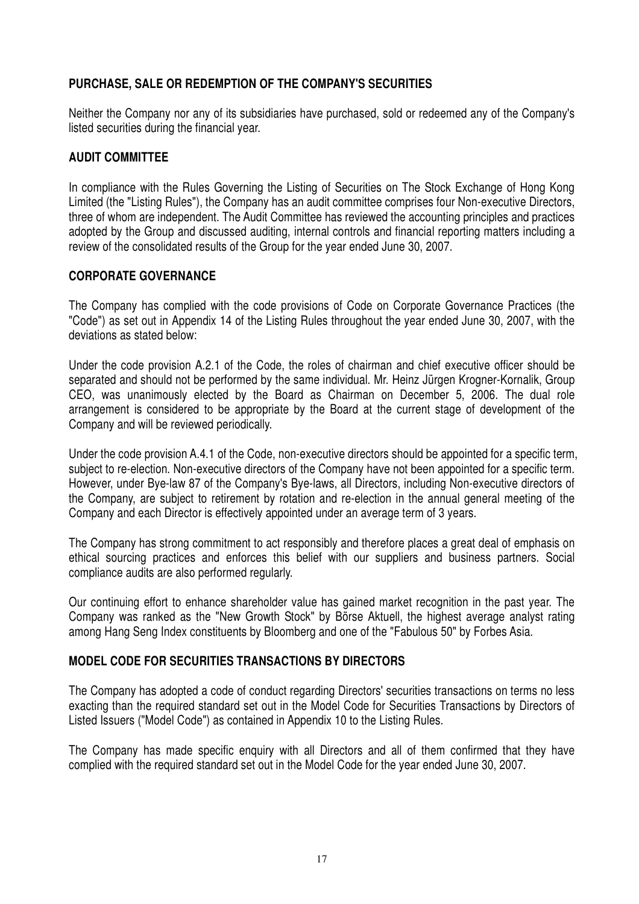## PURCHASE, SALE OR REDEMPTION OF THE COMPANY'S SECURITIES

Neither the Company nor any of its subsidiaries have purchased, sold or redeemed any of the Company's listed securities during the financial year.

## AUDIT COMMITTEE

In compliance with the Rules Governing the Listing of Securities on The Stock Exchange of Hong Kong Limited (the "Listing Rules"), the Company has an audit committee comprises four Non-executive Directors, three of whom are independent. The Audit Committee has reviewed the accounting principles and practices adopted by the Group and discussed auditing, internal controls and financial reporting matters including a review of the consolidated results of the Group for the year ended June 30, 2007.

## CORPORATE GOVERNANCE

The Company has complied with the code provisions of Code on Corporate Governance Practices (the "Code") as set out in Appendix 14 of the Listing Rules throughout the year ended June 30, 2007, with the deviations as stated below:

Under the code provision A.2.1 of the Code, the roles of chairman and chief executive officer should be separated and should not be performed by the same individual. Mr. Heinz Jürgen Krogner-Kornalik, Group CEO, was unanimously elected by the Board as Chairman on December 5, 2006. The dual role arrangement is considered to be appropriate by the Board at the current stage of development of the Company and will be reviewed periodically.

Under the code provision A.4.1 of the Code, non-executive directors should be appointed for a specific term, subject to re-election. Non-executive directors of the Company have not been appointed for a specific term. However, under Bye-law 87 of the Company's Bye-laws, all Directors, including Non-executive directors of the Company, are subject to retirement by rotation and re-election in the annual general meeting of the Company and each Director is effectively appointed under an average term of 3 years.

The Company has strong commitment to act responsibly and therefore places a great deal of emphasis on ethical sourcing practices and enforces this belief with our suppliers and business partners. Social compliance audits are also performed regularly.

Our continuing effort to enhance shareholder value has gained market recognition in the past year. The Company was ranked as the "New Growth Stock" by Börse Aktuell, the highest average analyst rating among Hang Seng Index constituents by Bloomberg and one of the "Fabulous 50" by Forbes Asia.

## MODEL CODE FOR SECURITIES TRANSACTIONS BY DIRECTORS

The Company has adopted a code of conduct regarding Directors' securities transactions on terms no less exacting than the required standard set out in the Model Code for Securities Transactions by Directors of Listed Issuers ("Model Code") as contained in Appendix 10 to the Listing Rules.

The Company has made specific enquiry with all Directors and all of them confirmed that they have complied with the required standard set out in the Model Code for the year ended June 30, 2007.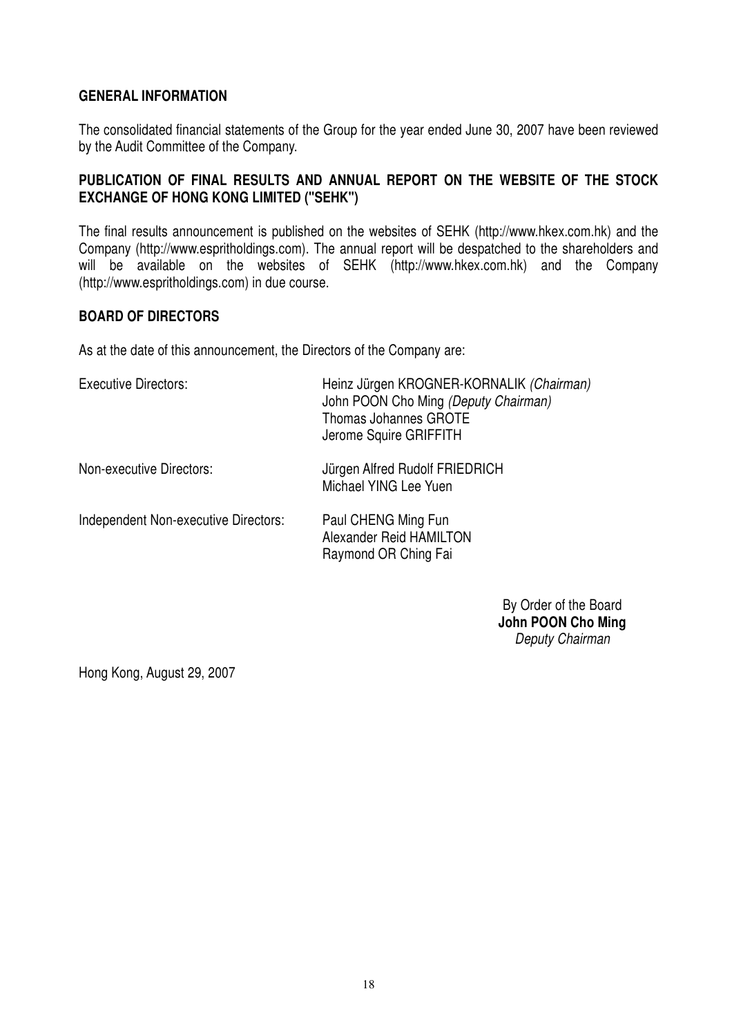## GENERAL INFORMATION

The consolidated financial statements of the Group for the year ended June 30, 2007 have been reviewed by the Audit Committee of the Company.

## PUBLICATION OF FINAL RESULTS AND ANNUAL REPORT ON THE WEBSITE OF THE STOCK EXCHANGE OF HONG KONG LIMITED ("SEHK")

The final results announcement is published on the websites of SEHK (http://www.hkex.com.hk) and the Company (http://www.espritholdings.com). The annual report will be despatched to the shareholders and will be available on the websites of SEHK (http://www.hkex.com.hk) and the Company (http://www.espritholdings.com) in due course.

## BOARD OF DIRECTORS

As at the date of this announcement, the Directors of the Company are:

| | |
|---|---|
| Executive Directors: | Heinz Jürgen KROGNER-KORNALIK *(Chairman)*<br>John POON Cho Ming *(Deputy Chairman)*<br>Thomas Johannes GROTE<br>Jerome Squire GRIFFITH |
| Non-executive Directors: | Jürgen Alfred Rudolf FRIEDRICH<br>Michael YING Lee Yuen |
| Independent Non-executive Directors: | Paul CHENG Ming Fun<br>Alexander Reid HAMILTON<br>Raymond OR Ching Fai |

By Order of the Board
**John POON Cho Ming**
*Deputy Chairman*

Hong Kong, August 29, 2007